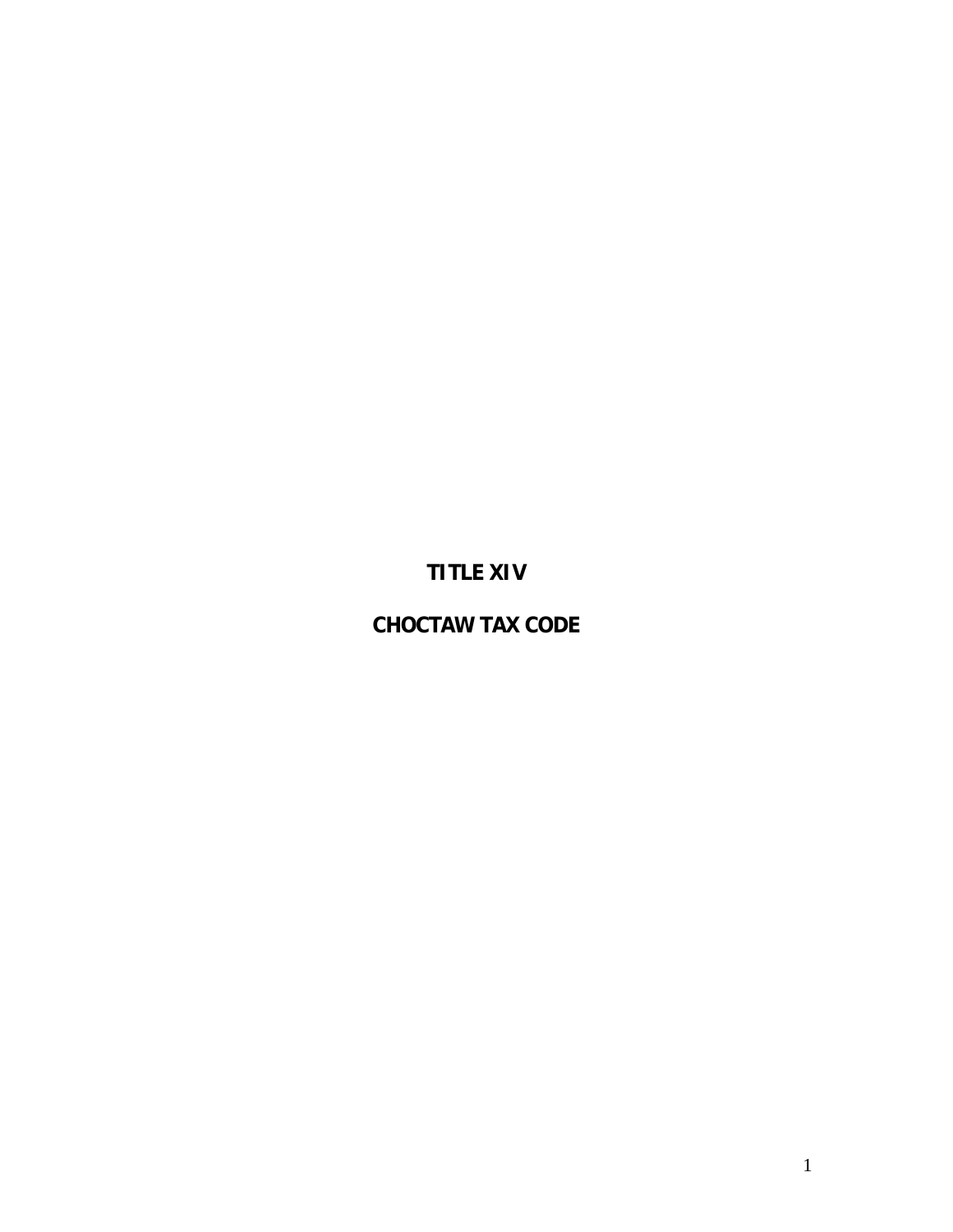# TITLE XIV

# CHOCTAW TAX CODE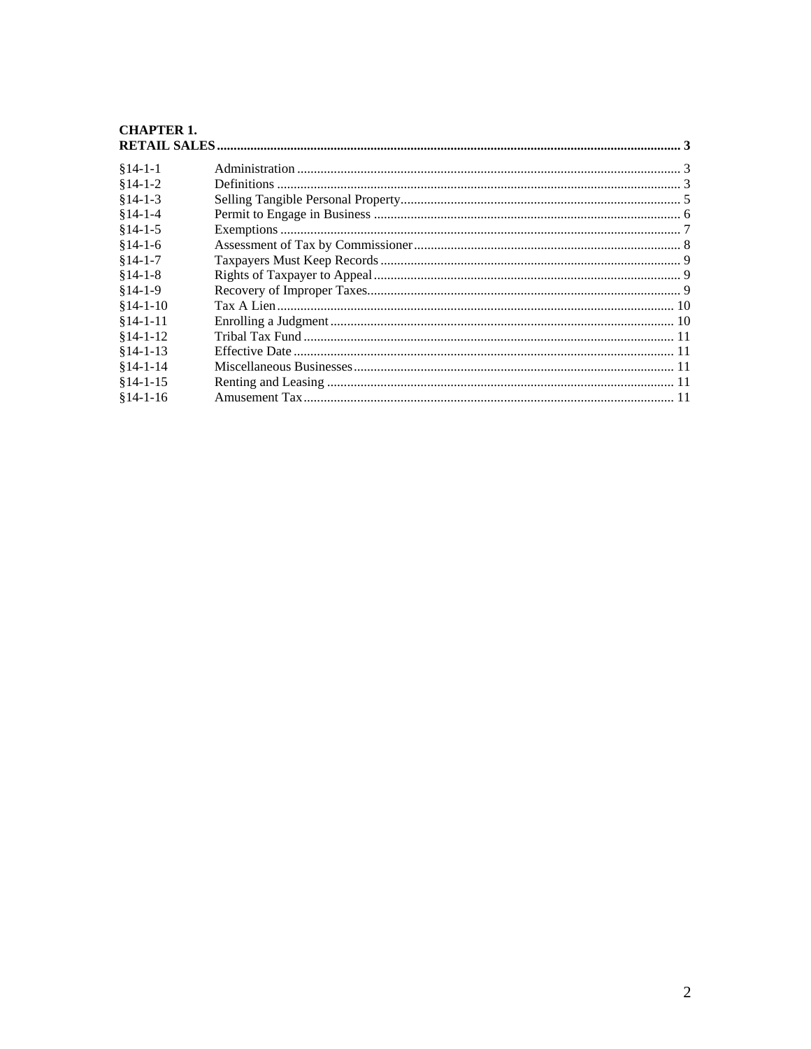**CHAPTER 1.**
**RETAIL SALES ........................................................................ 3**

| | | |
|---|---|---|
| §14-1-1 | Administration | 3 |
| §14-1-2 | Definitions | 3 |
| §14-1-3 | Selling Tangible Personal Property | 5 |
| §14-1-4 | Permit to Engage in Business | 6 |
| §14-1-5 | Exemptions | 7 |
| §14-1-6 | Assessment of Tax by Commissioner | 8 |
| §14-1-7 | Taxpayers Must Keep Records | 9 |
| §14-1-8 | Rights of Taxpayer to Appeal | 9 |
| §14-1-9 | Recovery of Improper Taxes | 9 |
| §14-1-10 | Tax A Lien | 10 |
| §14-1-11 | Enrolling a Judgment | 10 |
| §14-1-12 | Tribal Tax Fund | 11 |
| §14-1-13 | Effective Date | 11 |
| §14-1-14 | Miscellaneous Businesses | 11 |
| §14-1-15 | Renting and Leasing | 11 |
| §14-1-16 | Amusement Tax | 11 |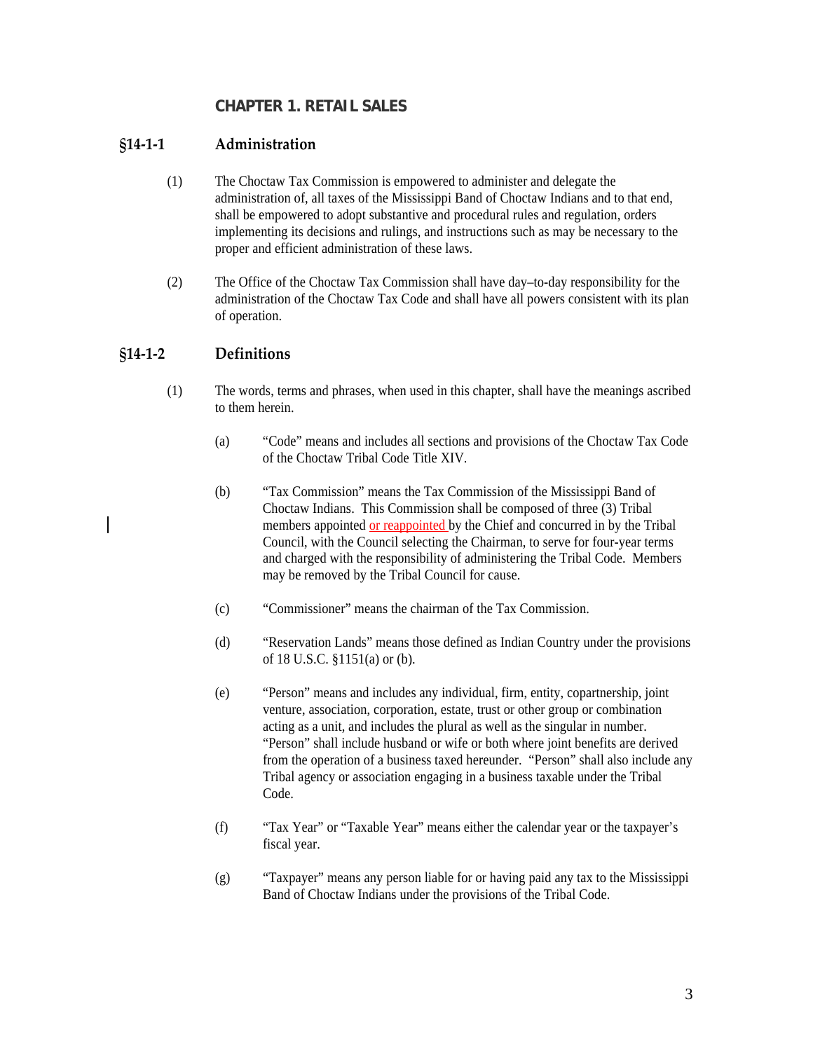# CHAPTER 1. RETAIL SALES

## §14-1-1 Administration

(1) The Choctaw Tax Commission is empowered to administer and delegate the administration of, all taxes of the Mississippi Band of Choctaw Indians and to that end, shall be empowered to adopt substantive and procedural rules and regulation, orders implementing its decisions and rulings, and instructions such as may be necessary to the proper and efficient administration of these laws.

(2) The Office of the Choctaw Tax Commission shall have day–to-day responsibility for the administration of the Choctaw Tax Code and shall have all powers consistent with its plan of operation.

## §14-1-2 Definitions

(1) The words, terms and phrases, when used in this chapter, shall have the meanings ascribed to them herein.

(a) "Code" means and includes all sections and provisions of the Choctaw Tax Code of the Choctaw Tribal Code Title XIV.

(b) "Tax Commission" means the Tax Commission of the Mississippi Band of Choctaw Indians. This Commission shall be composed of three (3) Tribal members appointed or reappointed by the Chief and concurred in by the Tribal Council, with the Council selecting the Chairman, to serve for four-year terms and charged with the responsibility of administering the Tribal Code. Members may be removed by the Tribal Council for cause.

(c) "Commissioner" means the chairman of the Tax Commission.

(d) "Reservation Lands" means those defined as Indian Country under the provisions of 18 U.S.C. §1151(a) or (b).

(e) "Person" means and includes any individual, firm, entity, copartnership, joint venture, association, corporation, estate, trust or other group or combination acting as a unit, and includes the plural as well as the singular in number. "Person" shall include husband or wife or both where joint benefits are derived from the operation of a business taxed hereunder. "Person" shall also include any Tribal agency or association engaging in a business taxable under the Tribal Code.

(f) "Tax Year" or "Taxable Year" means either the calendar year or the taxpayer's fiscal year.

(g) "Taxpayer" means any person liable for or having paid any tax to the Mississippi Band of Choctaw Indians under the provisions of the Tribal Code.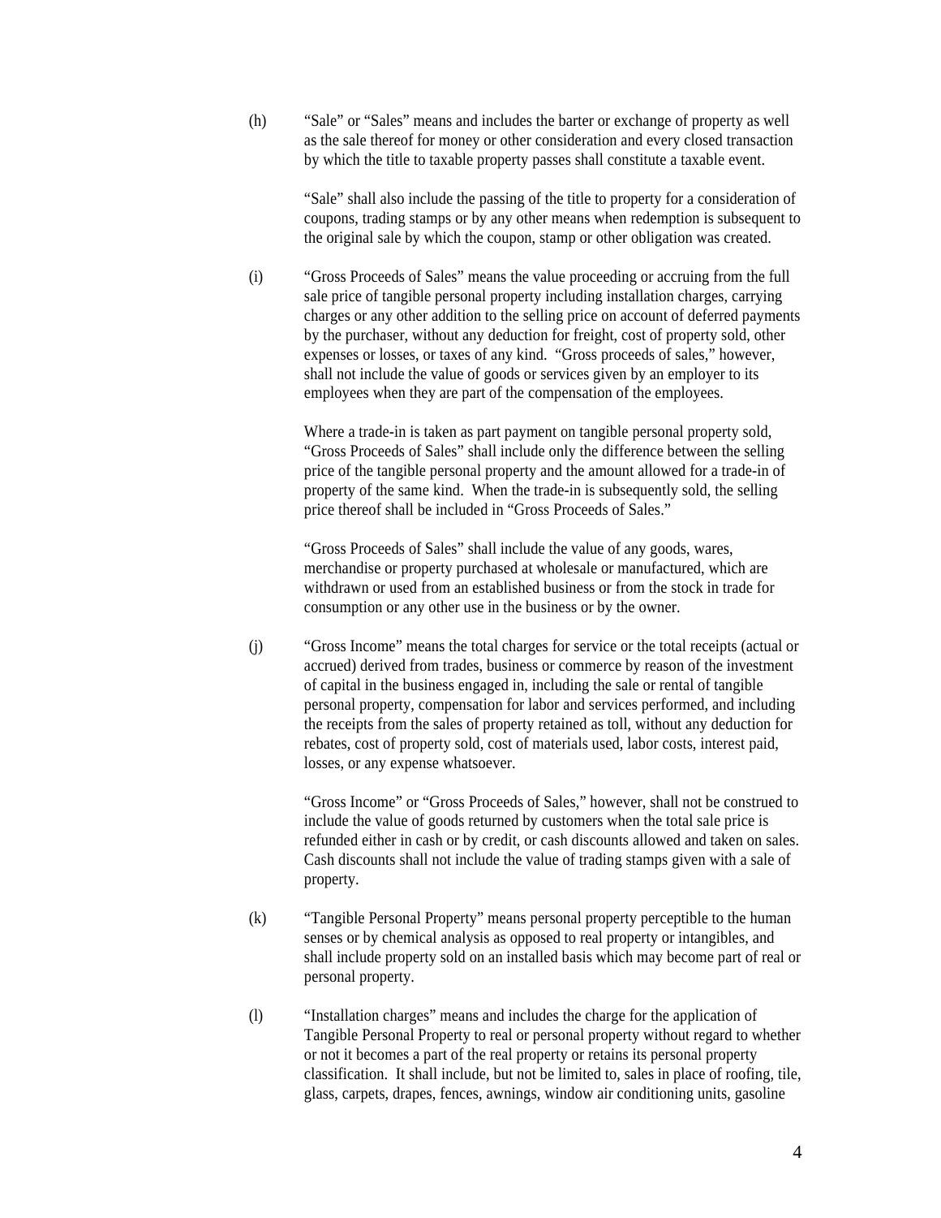(h) "Sale" or "Sales" means and includes the barter or exchange of property as well as the sale thereof for money or other consideration and every closed transaction by which the title to taxable property passes shall constitute a taxable event.

"Sale" shall also include the passing of the title to property for a consideration of coupons, trading stamps or by any other means when redemption is subsequent to the original sale by which the coupon, stamp or other obligation was created.

(i) "Gross Proceeds of Sales" means the value proceeding or accruing from the full sale price of tangible personal property including installation charges, carrying charges or any other addition to the selling price on account of deferred payments by the purchaser, without any deduction for freight, cost of property sold, other expenses or losses, or taxes of any kind. "Gross proceeds of sales," however, shall not include the value of goods or services given by an employer to its employees when they are part of the compensation of the employees.

Where a trade-in is taken as part payment on tangible personal property sold, "Gross Proceeds of Sales" shall include only the difference between the selling price of the tangible personal property and the amount allowed for a trade-in of property of the same kind. When the trade-in is subsequently sold, the selling price thereof shall be included in "Gross Proceeds of Sales."

"Gross Proceeds of Sales" shall include the value of any goods, wares, merchandise or property purchased at wholesale or manufactured, which are withdrawn or used from an established business or from the stock in trade for consumption or any other use in the business or by the owner.

(j) "Gross Income" means the total charges for service or the total receipts (actual or accrued) derived from trades, business or commerce by reason of the investment of capital in the business engaged in, including the sale or rental of tangible personal property, compensation for labor and services performed, and including the receipts from the sales of property retained as toll, without any deduction for rebates, cost of property sold, cost of materials used, labor costs, interest paid, losses, or any expense whatsoever.

"Gross Income" or "Gross Proceeds of Sales," however, shall not be construed to include the value of goods returned by customers when the total sale price is refunded either in cash or by credit, or cash discounts allowed and taken on sales. Cash discounts shall not include the value of trading stamps given with a sale of property.

(k) "Tangible Personal Property" means personal property perceptible to the human senses or by chemical analysis as opposed to real property or intangibles, and shall include property sold on an installed basis which may become part of real or personal property.

(l) "Installation charges" means and includes the charge for the application of Tangible Personal Property to real or personal property without regard to whether or not it becomes a part of the real property or retains its personal property classification. It shall include, but not be limited to, sales in place of roofing, tile, glass, carpets, drapes, fences, awnings, window air conditioning units, gasoline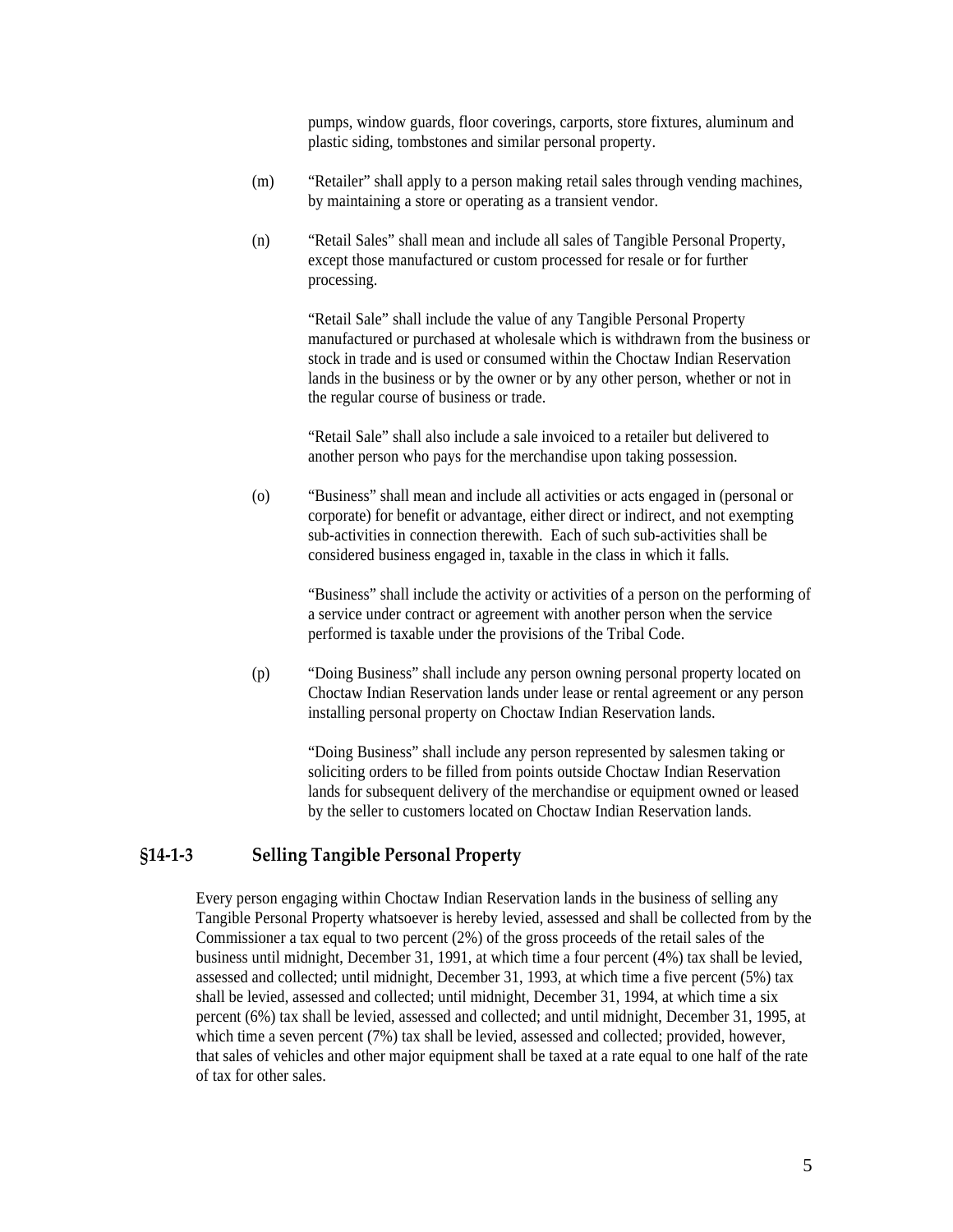pumps, window guards, floor coverings, carports, store fixtures, aluminum and plastic siding, tombstones and similar personal property.

(m) "Retailer" shall apply to a person making retail sales through vending machines, by maintaining a store or operating as a transient vendor.

(n) "Retail Sales" shall mean and include all sales of Tangible Personal Property, except those manufactured or custom processed for resale or for further processing.

"Retail Sale" shall include the value of any Tangible Personal Property manufactured or purchased at wholesale which is withdrawn from the business or stock in trade and is used or consumed within the Choctaw Indian Reservation lands in the business or by the owner or by any other person, whether or not in the regular course of business or trade.

"Retail Sale" shall also include a sale invoiced to a retailer but delivered to another person who pays for the merchandise upon taking possession.

(o) "Business" shall mean and include all activities or acts engaged in (personal or corporate) for benefit or advantage, either direct or indirect, and not exempting sub-activities in connection therewith. Each of such sub-activities shall be considered business engaged in, taxable in the class in which it falls.

"Business" shall include the activity or activities of a person on the performing of a service under contract or agreement with another person when the service performed is taxable under the provisions of the Tribal Code.

(p) "Doing Business" shall include any person owning personal property located on Choctaw Indian Reservation lands under lease or rental agreement or any person installing personal property on Choctaw Indian Reservation lands.

"Doing Business" shall include any person represented by salesmen taking or soliciting orders to be filled from points outside Choctaw Indian Reservation lands for subsequent delivery of the merchandise or equipment owned or leased by the seller to customers located on Choctaw Indian Reservation lands.

## §14-1-3 Selling Tangible Personal Property

Every person engaging within Choctaw Indian Reservation lands in the business of selling any Tangible Personal Property whatsoever is hereby levied, assessed and shall be collected from by the Commissioner a tax equal to two percent (2%) of the gross proceeds of the retail sales of the business until midnight, December 31, 1991, at which time a four percent (4%) tax shall be levied, assessed and collected; until midnight, December 31, 1993, at which time a five percent (5%) tax shall be levied, assessed and collected; until midnight, December 31, 1994, at which time a six percent (6%) tax shall be levied, assessed and collected; and until midnight, December 31, 1995, at which time a seven percent (7%) tax shall be levied, assessed and collected; provided, however, that sales of vehicles and other major equipment shall be taxed at a rate equal to one half of the rate of tax for other sales.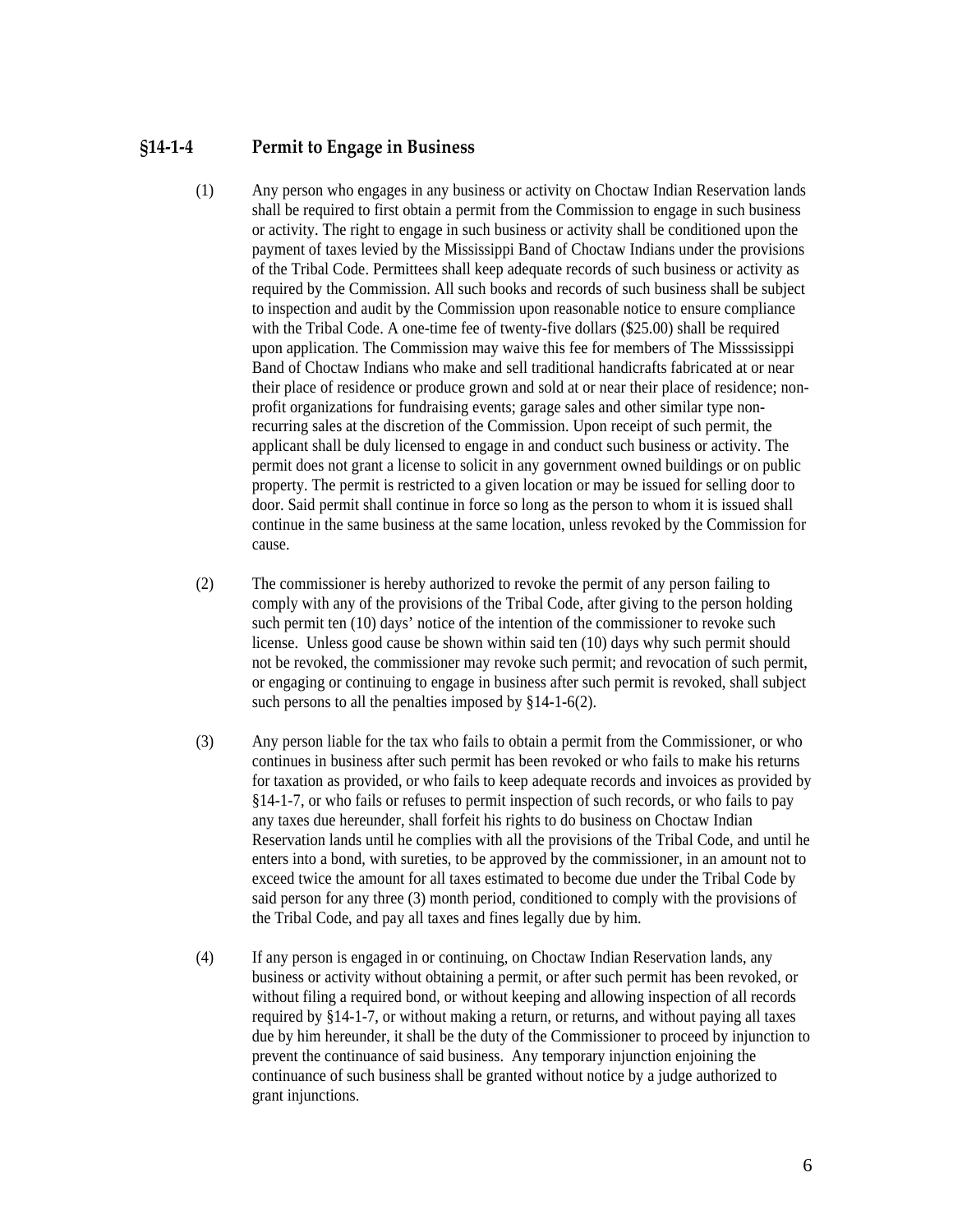## §14-1-4 Permit to Engage in Business

(1) Any person who engages in any business or activity on Choctaw Indian Reservation lands shall be required to first obtain a permit from the Commission to engage in such business or activity. The right to engage in such business or activity shall be conditioned upon the payment of taxes levied by the Mississippi Band of Choctaw Indians under the provisions of the Tribal Code. Permittees shall keep adequate records of such business or activity as required by the Commission. All such books and records of such business shall be subject to inspection and audit by the Commission upon reasonable notice to ensure compliance with the Tribal Code. A one-time fee of twenty-five dollars ($25.00) shall be required upon application. The Commission may waive this fee for members of The Missssissippi Band of Choctaw Indians who make and sell traditional handicrafts fabricated at or near their place of residence or produce grown and sold at or near their place of residence; non-profit organizations for fundraising events; garage sales and other similar type non-recurring sales at the discretion of the Commission. Upon receipt of such permit, the applicant shall be duly licensed to engage in and conduct such business or activity. The permit does not grant a license to solicit in any government owned buildings or on public property. The permit is restricted to a given location or may be issued for selling door to door. Said permit shall continue in force so long as the person to whom it is issued shall continue in the same business at the same location, unless revoked by the Commission for cause.

(2) The commissioner is hereby authorized to revoke the permit of any person failing to comply with any of the provisions of the Tribal Code, after giving to the person holding such permit ten (10) days' notice of the intention of the commissioner to revoke such license. Unless good cause be shown within said ten (10) days why such permit should not be revoked, the commissioner may revoke such permit; and revocation of such permit, or engaging or continuing to engage in business after such permit is revoked, shall subject such persons to all the penalties imposed by §14-1-6(2).

(3) Any person liable for the tax who fails to obtain a permit from the Commissioner, or who continues in business after such permit has been revoked or who fails to make his returns for taxation as provided, or who fails to keep adequate records and invoices as provided by §14-1-7, or who fails or refuses to permit inspection of such records, or who fails to pay any taxes due hereunder, shall forfeit his rights to do business on Choctaw Indian Reservation lands until he complies with all the provisions of the Tribal Code, and until he enters into a bond, with sureties, to be approved by the commissioner, in an amount not to exceed twice the amount for all taxes estimated to become due under the Tribal Code by said person for any three (3) month period, conditioned to comply with the provisions of the Tribal Code, and pay all taxes and fines legally due by him.

(4) If any person is engaged in or continuing, on Choctaw Indian Reservation lands, any business or activity without obtaining a permit, or after such permit has been revoked, or without filing a required bond, or without keeping and allowing inspection of all records required by §14-1-7, or without making a return, or returns, and without paying all taxes due by him hereunder, it shall be the duty of the Commissioner to proceed by injunction to prevent the continuance of said business. Any temporary injunction enjoining the continuance of such business shall be granted without notice by a judge authorized to grant injunctions.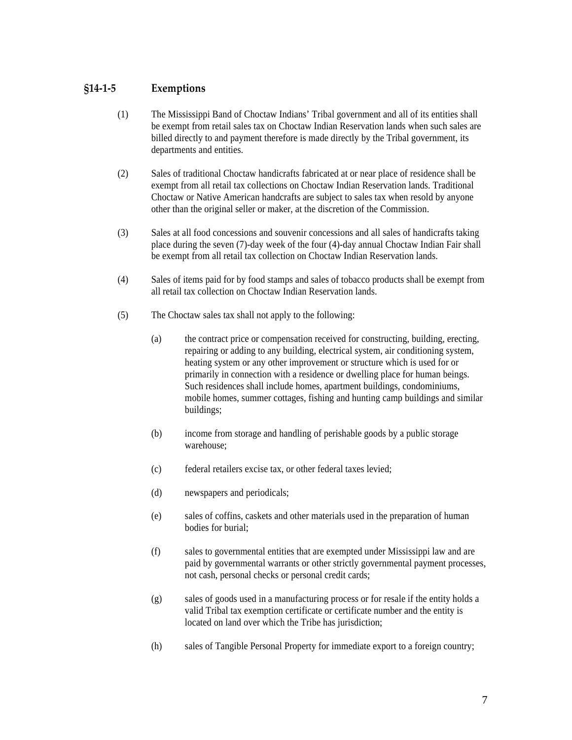## §14-1-5 Exemptions

(1) The Mississippi Band of Choctaw Indians' Tribal government and all of its entities shall be exempt from retail sales tax on Choctaw Indian Reservation lands when such sales are billed directly to and payment therefore is made directly by the Tribal government, its departments and entities.

(2) Sales of traditional Choctaw handicrafts fabricated at or near place of residence shall be exempt from all retail tax collections on Choctaw Indian Reservation lands. Traditional Choctaw or Native American handcrafts are subject to sales tax when resold by anyone other than the original seller or maker, at the discretion of the Commission.

(3) Sales at all food concessions and souvenir concessions and all sales of handicrafts taking place during the seven (7)-day week of the four (4)-day annual Choctaw Indian Fair shall be exempt from all retail tax collection on Choctaw Indian Reservation lands.

(4) Sales of items paid for by food stamps and sales of tobacco products shall be exempt from all retail tax collection on Choctaw Indian Reservation lands.

(5) The Choctaw sales tax shall not apply to the following:

(a) the contract price or compensation received for constructing, building, erecting, repairing or adding to any building, electrical system, air conditioning system, heating system or any other improvement or structure which is used for or primarily in connection with a residence or dwelling place for human beings. Such residences shall include homes, apartment buildings, condominiums, mobile homes, summer cottages, fishing and hunting camp buildings and similar buildings;

(b) income from storage and handling of perishable goods by a public storage warehouse;

(c) federal retailers excise tax, or other federal taxes levied;

(d) newspapers and periodicals;

(e) sales of coffins, caskets and other materials used in the preparation of human bodies for burial;

(f) sales to governmental entities that are exempted under Mississippi law and are paid by governmental warrants or other strictly governmental payment processes, not cash, personal checks or personal credit cards;

(g) sales of goods used in a manufacturing process or for resale if the entity holds a valid Tribal tax exemption certificate or certificate number and the entity is located on land over which the Tribe has jurisdiction;

(h) sales of Tangible Personal Property for immediate export to a foreign country;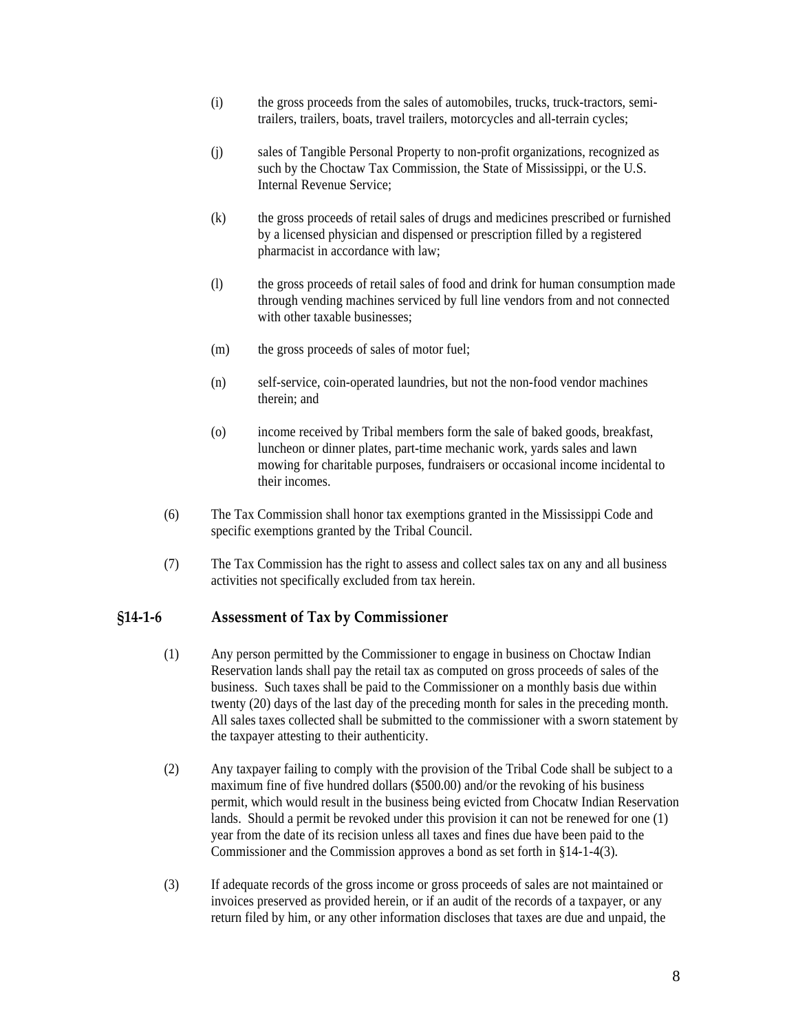(i) the gross proceeds from the sales of automobiles, trucks, truck-tractors, semi-trailers, trailers, boats, travel trailers, motorcycles and all-terrain cycles;

(j) sales of Tangible Personal Property to non-profit organizations, recognized as such by the Choctaw Tax Commission, the State of Mississippi, or the U.S. Internal Revenue Service;

(k) the gross proceeds of retail sales of drugs and medicines prescribed or furnished by a licensed physician and dispensed or prescription filled by a registered pharmacist in accordance with law;

(l) the gross proceeds of retail sales of food and drink for human consumption made through vending machines serviced by full line vendors from and not connected with other taxable businesses;

(m) the gross proceeds of sales of motor fuel;

(n) self-service, coin-operated laundries, but not the non-food vendor machines therein; and

(o) income received by Tribal members form the sale of baked goods, breakfast, luncheon or dinner plates, part-time mechanic work, yards sales and lawn mowing for charitable purposes, fundraisers or occasional income incidental to their incomes.

(6) The Tax Commission shall honor tax exemptions granted in the Mississippi Code and specific exemptions granted by the Tribal Council.

(7) The Tax Commission has the right to assess and collect sales tax on any and all business activities not specifically excluded from tax herein.

## §14-1-6 Assessment of Tax by Commissioner

(1) Any person permitted by the Commissioner to engage in business on Choctaw Indian Reservation lands shall pay the retail tax as computed on gross proceeds of sales of the business. Such taxes shall be paid to the Commissioner on a monthly basis due within twenty (20) days of the last day of the preceding month for sales in the preceding month. All sales taxes collected shall be submitted to the commissioner with a sworn statement by the taxpayer attesting to their authenticity.

(2) Any taxpayer failing to comply with the provision of the Tribal Code shall be subject to a maximum fine of five hundred dollars ($500.00) and/or the revoking of his business permit, which would result in the business being evicted from Chocatw Indian Reservation lands. Should a permit be revoked under this provision it can not be renewed for one (1) year from the date of its recision unless all taxes and fines due have been paid to the Commissioner and the Commission approves a bond as set forth in §14-1-4(3).

(3) If adequate records of the gross income or gross proceeds of sales are not maintained or invoices preserved as provided herein, or if an audit of the records of a taxpayer, or any return filed by him, or any other information discloses that taxes are due and unpaid, the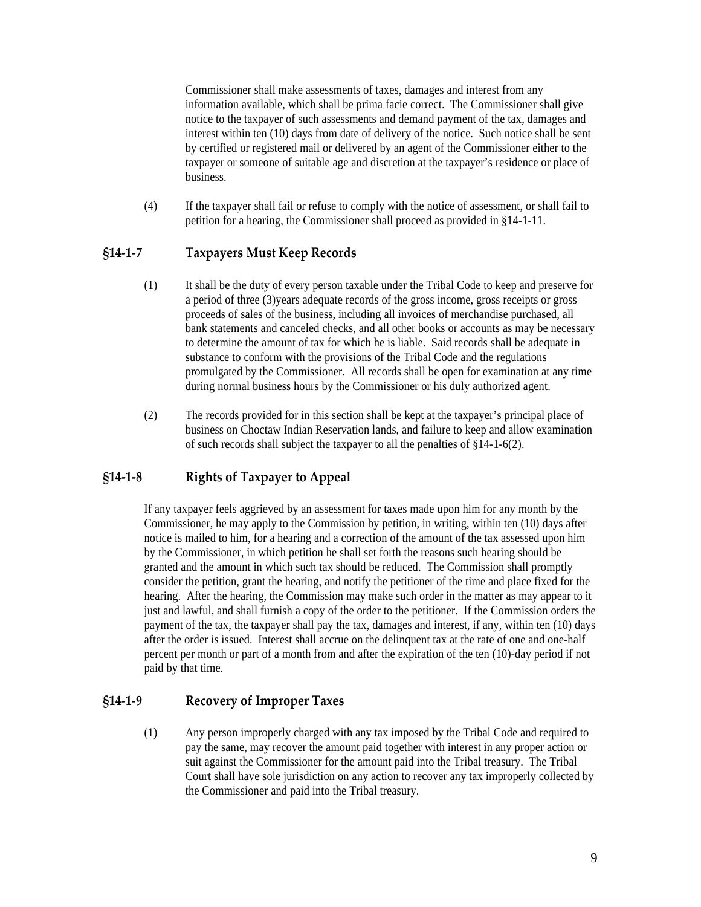Commissioner shall make assessments of taxes, damages and interest from any information available, which shall be prima facie correct. The Commissioner shall give notice to the taxpayer of such assessments and demand payment of the tax, damages and interest within ten (10) days from date of delivery of the notice. Such notice shall be sent by certified or registered mail or delivered by an agent of the Commissioner either to the taxpayer or someone of suitable age and discretion at the taxpayer's residence or place of business.

(4) If the taxpayer shall fail or refuse to comply with the notice of assessment, or shall fail to petition for a hearing, the Commissioner shall proceed as provided in §14-1-11.

## §14-1-7 Taxpayers Must Keep Records

(1) It shall be the duty of every person taxable under the Tribal Code to keep and preserve for a period of three (3)years adequate records of the gross income, gross receipts or gross proceeds of sales of the business, including all invoices of merchandise purchased, all bank statements and canceled checks, and all other books or accounts as may be necessary to determine the amount of tax for which he is liable. Said records shall be adequate in substance to conform with the provisions of the Tribal Code and the regulations promulgated by the Commissioner. All records shall be open for examination at any time during normal business hours by the Commissioner or his duly authorized agent.

(2) The records provided for in this section shall be kept at the taxpayer's principal place of business on Choctaw Indian Reservation lands, and failure to keep and allow examination of such records shall subject the taxpayer to all the penalties of §14-1-6(2).

## §14-1-8 Rights of Taxpayer to Appeal

If any taxpayer feels aggrieved by an assessment for taxes made upon him for any month by the Commissioner, he may apply to the Commission by petition, in writing, within ten (10) days after notice is mailed to him, for a hearing and a correction of the amount of the tax assessed upon him by the Commissioner, in which petition he shall set forth the reasons such hearing should be granted and the amount in which such tax should be reduced. The Commission shall promptly consider the petition, grant the hearing, and notify the petitioner of the time and place fixed for the hearing. After the hearing, the Commission may make such order in the matter as may appear to it just and lawful, and shall furnish a copy of the order to the petitioner. If the Commission orders the payment of the tax, the taxpayer shall pay the tax, damages and interest, if any, within ten (10) days after the order is issued. Interest shall accrue on the delinquent tax at the rate of one and one-half percent per month or part of a month from and after the expiration of the ten (10)-day period if not paid by that time.

## §14-1-9 Recovery of Improper Taxes

(1) Any person improperly charged with any tax imposed by the Tribal Code and required to pay the same, may recover the amount paid together with interest in any proper action or suit against the Commissioner for the amount paid into the Tribal treasury. The Tribal Court shall have sole jurisdiction on any action to recover any tax improperly collected by the Commissioner and paid into the Tribal treasury.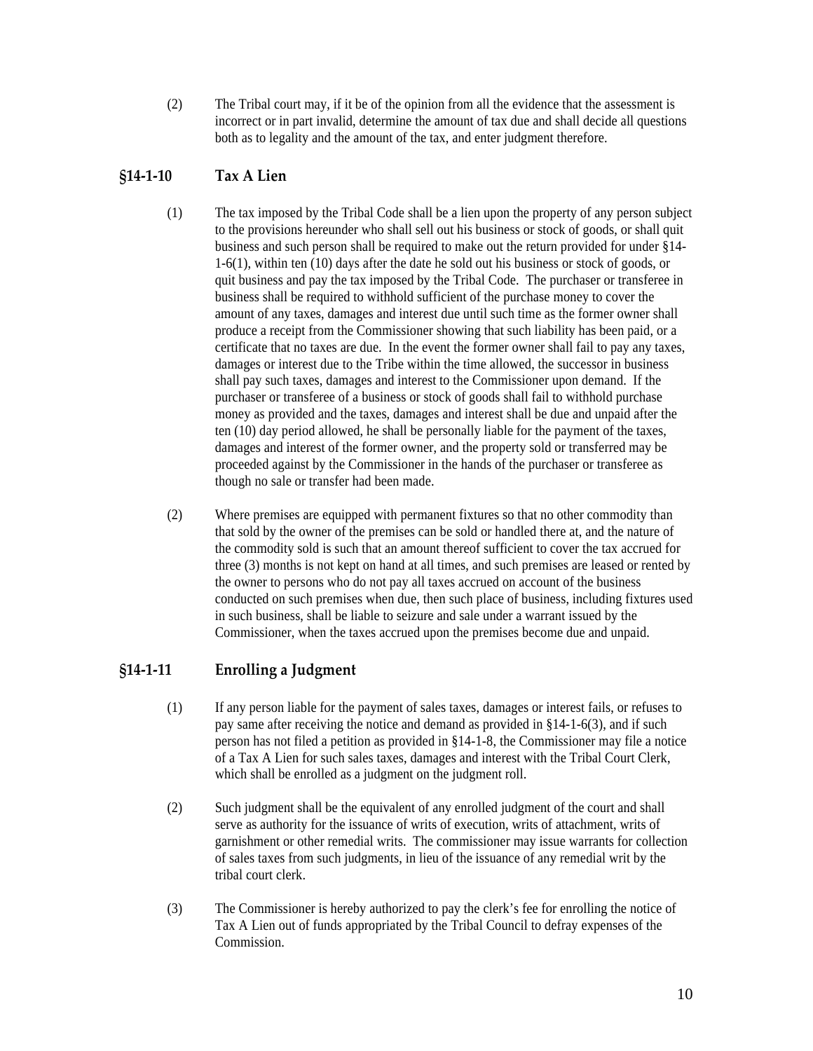(2) The Tribal court may, if it be of the opinion from all the evidence that the assessment is incorrect or in part invalid, determine the amount of tax due and shall decide all questions both as to legality and the amount of the tax, and enter judgment therefore.

## §14-1-10 Tax A Lien

(1) The tax imposed by the Tribal Code shall be a lien upon the property of any person subject to the provisions hereunder who shall sell out his business or stock of goods, or shall quit business and such person shall be required to make out the return provided for under §14-1-6(1), within ten (10) days after the date he sold out his business or stock of goods, or quit business and pay the tax imposed by the Tribal Code. The purchaser or transferee in business shall be required to withhold sufficient of the purchase money to cover the amount of any taxes, damages and interest due until such time as the former owner shall produce a receipt from the Commissioner showing that such liability has been paid, or a certificate that no taxes are due. In the event the former owner shall fail to pay any taxes, damages or interest due to the Tribe within the time allowed, the successor in business shall pay such taxes, damages and interest to the Commissioner upon demand. If the purchaser or transferee of a business or stock of goods shall fail to withhold purchase money as provided and the taxes, damages and interest shall be due and unpaid after the ten (10) day period allowed, he shall be personally liable for the payment of the taxes, damages and interest of the former owner, and the property sold or transferred may be proceeded against by the Commissioner in the hands of the purchaser or transferee as though no sale or transfer had been made.

(2) Where premises are equipped with permanent fixtures so that no other commodity than that sold by the owner of the premises can be sold or handled there at, and the nature of the commodity sold is such that an amount thereof sufficient to cover the tax accrued for three (3) months is not kept on hand at all times, and such premises are leased or rented by the owner to persons who do not pay all taxes accrued on account of the business conducted on such premises when due, then such place of business, including fixtures used in such business, shall be liable to seizure and sale under a warrant issued by the Commissioner, when the taxes accrued upon the premises become due and unpaid.

## §14-1-11 Enrolling a Judgment

(1) If any person liable for the payment of sales taxes, damages or interest fails, or refuses to pay same after receiving the notice and demand as provided in §14-1-6(3), and if such person has not filed a petition as provided in §14-1-8, the Commissioner may file a notice of a Tax A Lien for such sales taxes, damages and interest with the Tribal Court Clerk, which shall be enrolled as a judgment on the judgment roll.

(2) Such judgment shall be the equivalent of any enrolled judgment of the court and shall serve as authority for the issuance of writs of execution, writs of attachment, writs of garnishment or other remedial writs. The commissioner may issue warrants for collection of sales taxes from such judgments, in lieu of the issuance of any remedial writ by the tribal court clerk.

(3) The Commissioner is hereby authorized to pay the clerk's fee for enrolling the notice of Tax A Lien out of funds appropriated by the Tribal Council to defray expenses of the Commission.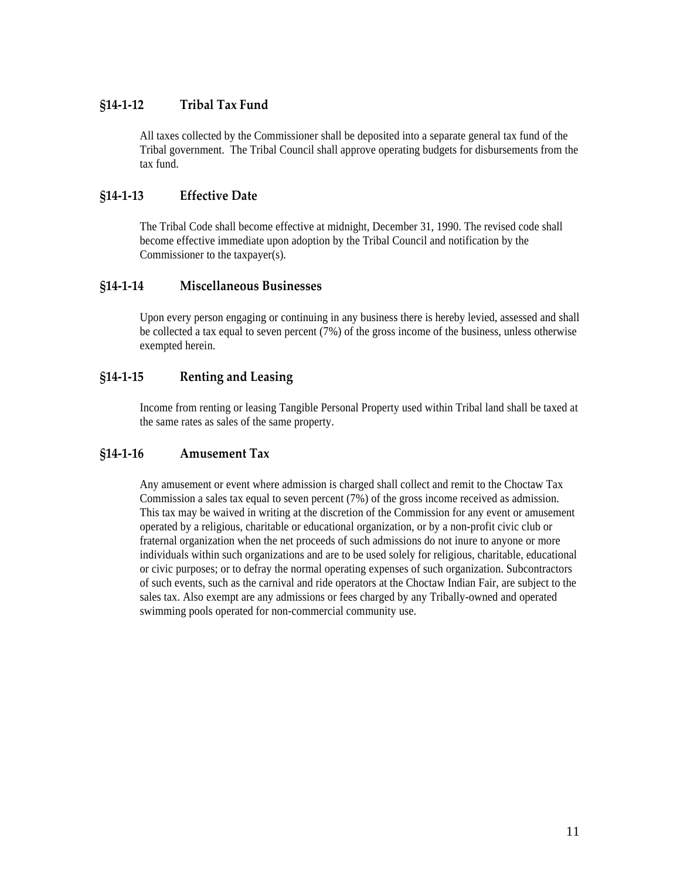## §14-1-12 Tribal Tax Fund

All taxes collected by the Commissioner shall be deposited into a separate general tax fund of the Tribal government. The Tribal Council shall approve operating budgets for disbursements from the tax fund.

## §14-1-13 Effective Date

The Tribal Code shall become effective at midnight, December 31, 1990. The revised code shall become effective immediate upon adoption by the Tribal Council and notification by the Commissioner to the taxpayer(s).

## §14-1-14 Miscellaneous Businesses

Upon every person engaging or continuing in any business there is hereby levied, assessed and shall be collected a tax equal to seven percent (7%) of the gross income of the business, unless otherwise exempted herein.

## §14-1-15 Renting and Leasing

Income from renting or leasing Tangible Personal Property used within Tribal land shall be taxed at the same rates as sales of the same property.

## §14-1-16 Amusement Tax

Any amusement or event where admission is charged shall collect and remit to the Choctaw Tax Commission a sales tax equal to seven percent (7%) of the gross income received as admission. This tax may be waived in writing at the discretion of the Commission for any event or amusement operated by a religious, charitable or educational organization, or by a non-profit civic club or fraternal organization when the net proceeds of such admissions do not inure to anyone or more individuals within such organizations and are to be used solely for religious, charitable, educational or civic purposes; or to defray the normal operating expenses of such organization. Subcontractors of such events, such as the carnival and ride operators at the Choctaw Indian Fair, are subject to the sales tax. Also exempt are any admissions or fees charged by any Tribally-owned and operated swimming pools operated for non-commercial community use.